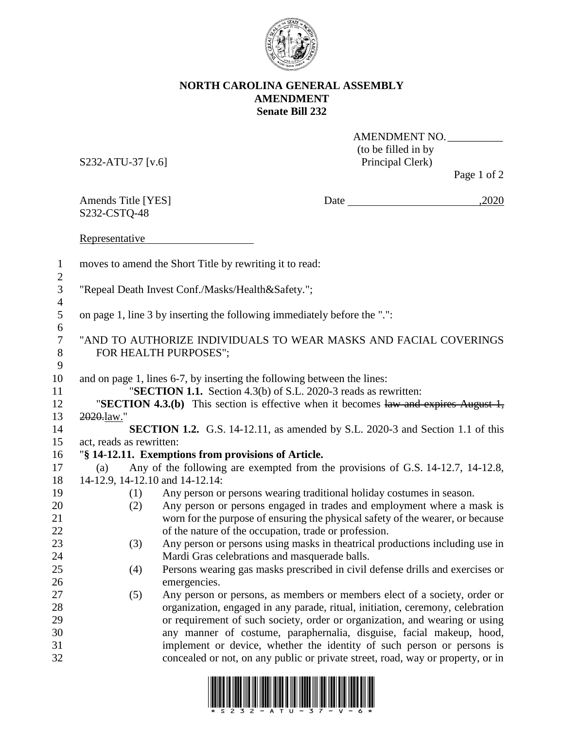**NORTH CAROLINA GENERAL ASSEMBLY**
**AMENDMENT**
**Senate Bill 232**

AMENDMENT NO. __________
(to be filled in by Principal Clerk)

S232-ATU-37 [v.6]

Amends Title [YES]
S232-CSTQ-48

Date ________________________,2020

Representative ____________________

moves to amend the Short Title by rewriting it to read:

"Repeal Death Invest Conf./Masks/Health&Safety.";

on page 1, line 3 by inserting the following immediately before the ".":

"AND TO AUTHORIZE INDIVIDUALS TO WEAR MASKS AND FACIAL COVERINGS FOR HEALTH PURPOSES";

and on page 1, lines 6-7, by inserting the following between the lines:

"**SECTION 1.1.** Section 4.3(b) of S.L. 2020-3 reads as rewritten:

"**SECTION 4.3.(b)** This section is effective when it becomes ~~law and expires August 1, 2020.~~law."

**SECTION 1.2.** G.S. 14-12.11, as amended by S.L. 2020-3 and Section 1.1 of this act, reads as rewritten:

"**§ 14-12.11. Exemptions from provisions of Article.**

(a) Any of the following are exempted from the provisions of G.S. 14-12.7, 14-12.8, 14-12.9, 14-12.10 and 14-12.14:

(1) Any person or persons wearing traditional holiday costumes in season.

(2) Any person or persons engaged in trades and employment where a mask is worn for the purpose of ensuring the physical safety of the wearer, or because of the nature of the occupation, trade or profession.

(3) Any person or persons using masks in theatrical productions including use in Mardi Gras celebrations and masquerade balls.

(4) Persons wearing gas masks prescribed in civil defense drills and exercises or emergencies.

(5) Any person or persons, as members or members elect of a society, order or organization, engaged in any parade, ritual, initiation, ceremony, celebration or requirement of such society, order or organization, and wearing or using any manner of costume, paraphernalia, disguise, facial makeup, hood, implement or device, whether the identity of such person or persons is concealed or not, on any public or private street, road, way or property, or in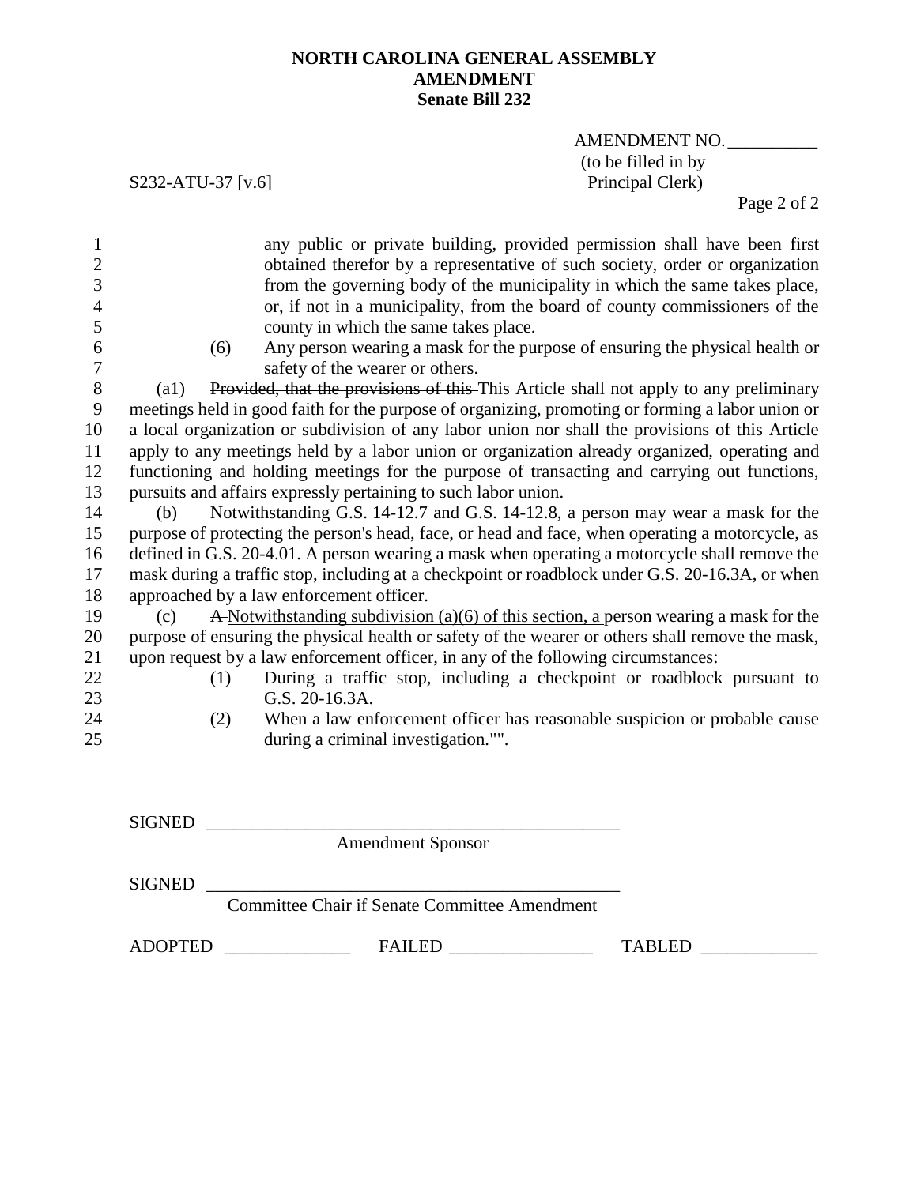**NORTH CAROLINA GENERAL ASSEMBLY**
**AMENDMENT**
**Senate Bill 232**

AMENDMENT NO. __________
(to be filled in by Principal Clerk)

S232-ATU-37 [v.6]

any public or private building, provided permission shall have been first obtained therefor by a representative of such society, order or organization from the governing body of the municipality in which the same takes place, or, if not in a municipality, from the board of county commissioners of the county in which the same takes place.

(6) Any person wearing a mask for the purpose of ensuring the physical health or safety of the wearer or others.

(a1) ~~Provided, that the provisions of this~~ This Article shall not apply to any preliminary meetings held in good faith for the purpose of organizing, promoting or forming a labor union or a local organization or subdivision of any labor union nor shall the provisions of this Article apply to any meetings held by a labor union or organization already organized, operating and functioning and holding meetings for the purpose of transacting and carrying out functions, pursuits and affairs expressly pertaining to such labor union.

(b) Notwithstanding G.S. 14-12.7 and G.S. 14-12.8, a person may wear a mask for the purpose of protecting the person's head, face, or head and face, when operating a motorcycle, as defined in G.S. 20-4.01. A person wearing a mask when operating a motorcycle shall remove the mask during a traffic stop, including at a checkpoint or roadblock under G.S. 20-16.3A, or when approached by a law enforcement officer.

(c) ~~A~~ Notwithstanding subdivision (a)(6) of this section, a person wearing a mask for the purpose of ensuring the physical health or safety of the wearer or others shall remove the mask, upon request by a law enforcement officer, in any of the following circumstances:

(1) During a traffic stop, including a checkpoint or roadblock pursuant to G.S. 20-16.3A.

(2) When a law enforcement officer has reasonable suspicion or probable cause during a criminal investigation."".

SIGNED ______________________________________________
Amendment Sponsor

SIGNED ______________________________________________
Committee Chair if Senate Committee Amendment

ADOPTED ______________ FAILED ________________ TABLED _____________